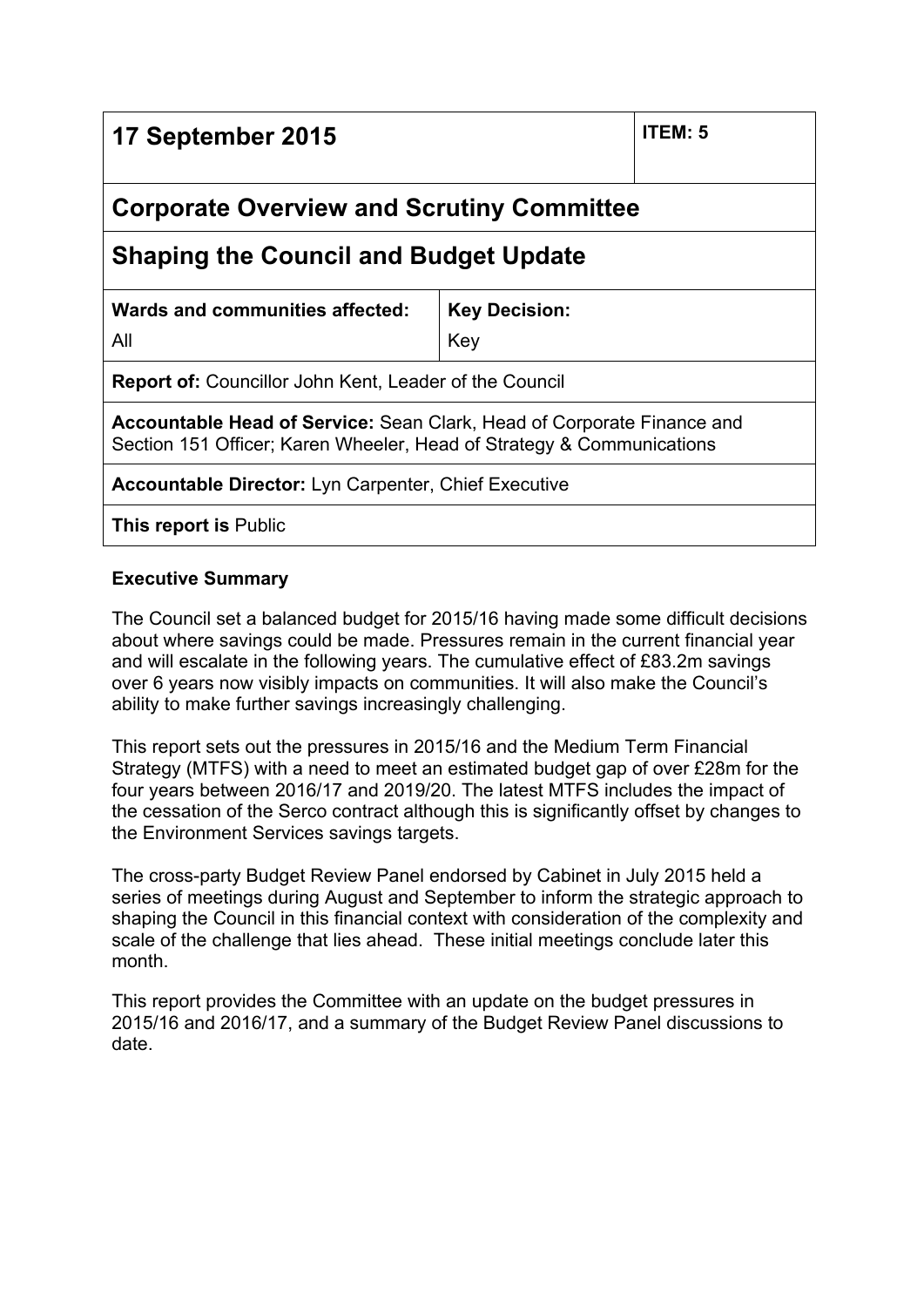| 17 September 2015 | | ITEM: 5 |
| --- | --- | --- |
| **Corporate Overview and Scrutiny Committee** | | |
| **Shaping the Council and Budget Update** | | |
| **Wards and communities affected:** All | **Key Decision:** Key | |
| **Report of:** Councillor John Kent, Leader of the Council | | |
| **Accountable Head of Service:** Sean Clark, Head of Corporate Finance and Section 151 Officer; Karen Wheeler, Head of Strategy & Communications | | |
| **Accountable Director:** Lyn Carpenter, Chief Executive | | |
| **This report is** Public | | |

**Executive Summary**

The Council set a balanced budget for 2015/16 having made some difficult decisions about where savings could be made. Pressures remain in the current financial year and will escalate in the following years. The cumulative effect of £83.2m savings over 6 years now visibly impacts on communities. It will also make the Council's ability to make further savings increasingly challenging.

This report sets out the pressures in 2015/16 and the Medium Term Financial Strategy (MTFS) with a need to meet an estimated budget gap of over £28m for the four years between 2016/17 and 2019/20. The latest MTFS includes the impact of the cessation of the Serco contract although this is significantly offset by changes to the Environment Services savings targets.

The cross-party Budget Review Panel endorsed by Cabinet in July 2015 held a series of meetings during August and September to inform the strategic approach to shaping the Council in this financial context with consideration of the complexity and scale of the challenge that lies ahead. These initial meetings conclude later this month.

This report provides the Committee with an update on the budget pressures in 2015/16 and 2016/17, and a summary of the Budget Review Panel discussions to date.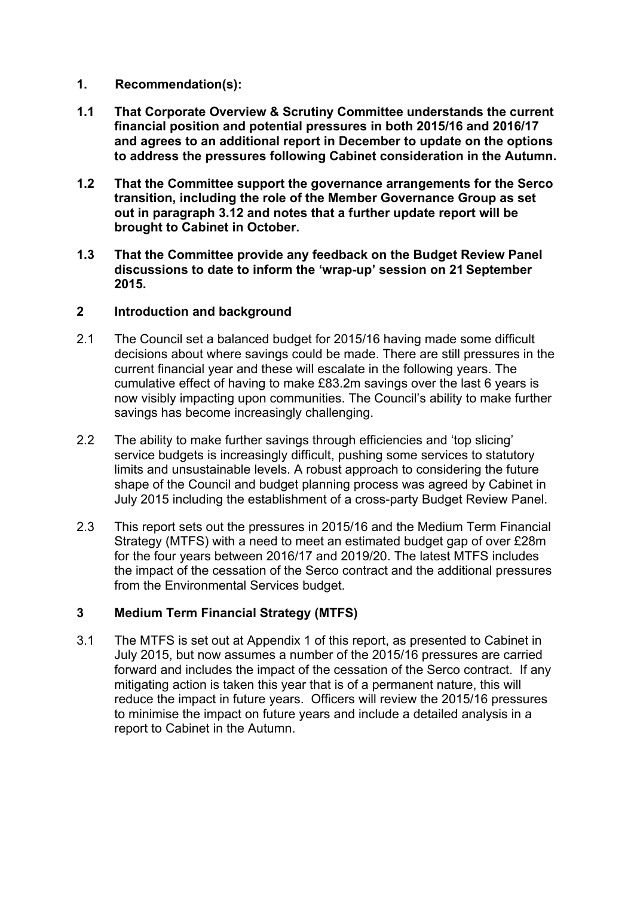## 1. Recommendation(s):

**1.1 That Corporate Overview & Scrutiny Committee understands the current financial position and potential pressures in both 2015/16 and 2016/17 and agrees to an additional report in December to update on the options to address the pressures following Cabinet consideration in the Autumn.**

**1.2 That the Committee support the governance arrangements for the Serco transition, including the role of the Member Governance Group as set out in paragraph 3.12 and notes that a further update report will be brought to Cabinet in October.**

**1.3 That the Committee provide any feedback on the Budget Review Panel discussions to date to inform the 'wrap-up' session on 21 September 2015.**

## 2 Introduction and background

2.1 The Council set a balanced budget for 2015/16 having made some difficult decisions about where savings could be made. There are still pressures in the current financial year and these will escalate in the following years. The cumulative effect of having to make £83.2m savings over the last 6 years is now visibly impacting upon communities. The Council's ability to make further savings has become increasingly challenging.

2.2 The ability to make further savings through efficiencies and 'top slicing' service budgets is increasingly difficult, pushing some services to statutory limits and unsustainable levels. A robust approach to considering the future shape of the Council and budget planning process was agreed by Cabinet in July 2015 including the establishment of a cross-party Budget Review Panel.

2.3 This report sets out the pressures in 2015/16 and the Medium Term Financial Strategy (MTFS) with a need to meet an estimated budget gap of over £28m for the four years between 2016/17 and 2019/20. The latest MTFS includes the impact of the cessation of the Serco contract and the additional pressures from the Environmental Services budget.

## 3 Medium Term Financial Strategy (MTFS)

3.1 The MTFS is set out at Appendix 1 of this report, as presented to Cabinet in July 2015, but now assumes a number of the 2015/16 pressures are carried forward and includes the impact of the cessation of the Serco contract. If any mitigating action is taken this year that is of a permanent nature, this will reduce the impact in future years. Officers will review the 2015/16 pressures to minimise the impact on future years and include a detailed analysis in a report to Cabinet in the Autumn.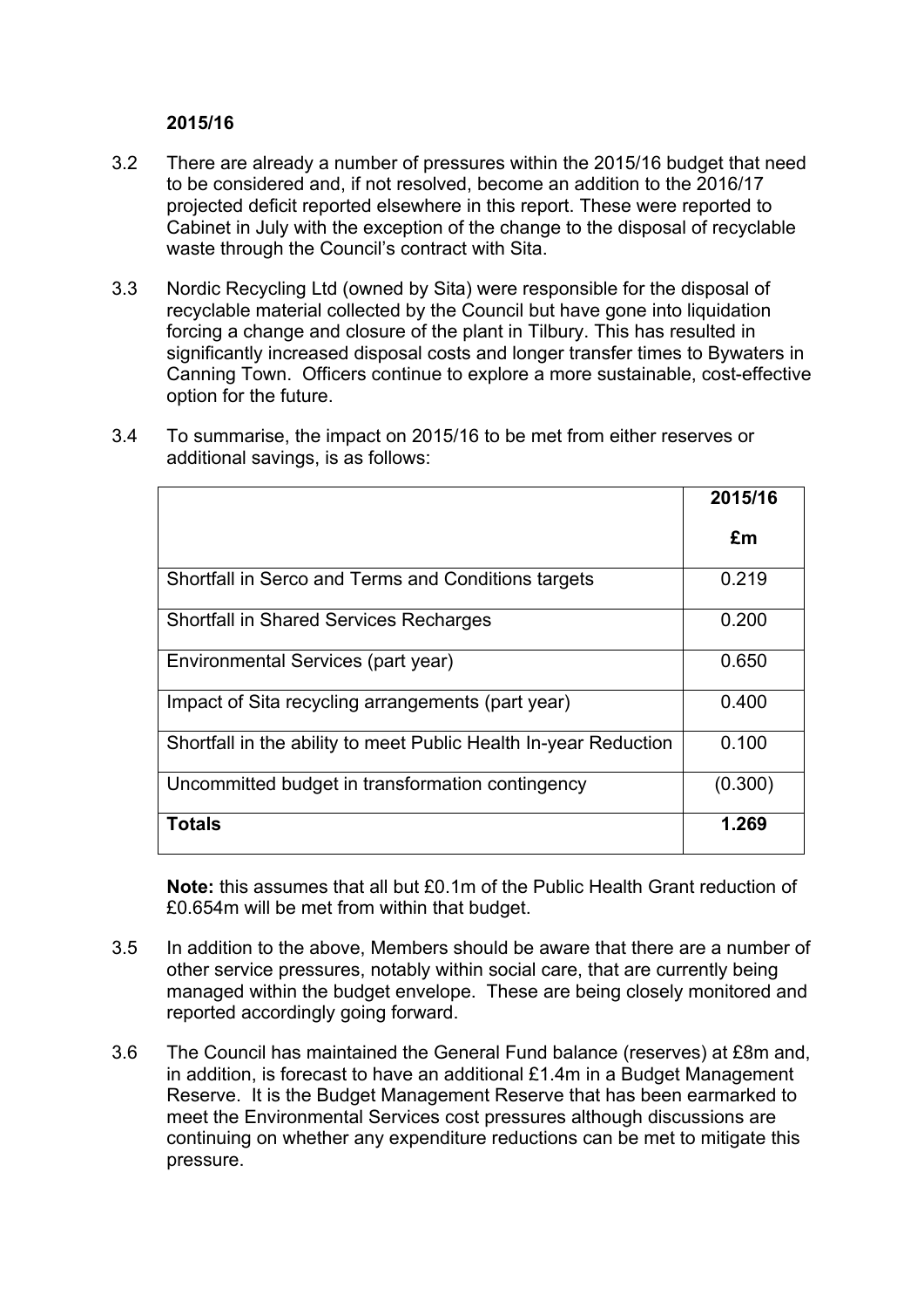**2015/16**

3.2 There are already a number of pressures within the 2015/16 budget that need to be considered and, if not resolved, become an addition to the 2016/17 projected deficit reported elsewhere in this report. These were reported to Cabinet in July with the exception of the change to the disposal of recyclable waste through the Council's contract with Sita.

3.3 Nordic Recycling Ltd (owned by Sita) were responsible for the disposal of recyclable material collected by the Council but have gone into liquidation forcing a change and closure of the plant in Tilbury. This has resulted in significantly increased disposal costs and longer transfer times to Bywaters in Canning Town. Officers continue to explore a more sustainable, cost-effective option for the future.

3.4 To summarise, the impact on 2015/16 to be met from either reserves or additional savings, is as follows:

| | 2015/16 £m |
|---|---|
| Shortfall in Serco and Terms and Conditions targets | 0.219 |
| Shortfall in Shared Services Recharges | 0.200 |
| Environmental Services (part year) | 0.650 |
| Impact of Sita recycling arrangements (part year) | 0.400 |
| Shortfall in the ability to meet Public Health In-year Reduction | 0.100 |
| Uncommitted budget in transformation contingency | (0.300) |
| **Totals** | **1.269** |

**Note:** this assumes that all but £0.1m of the Public Health Grant reduction of £0.654m will be met from within that budget.

3.5 In addition to the above, Members should be aware that there are a number of other service pressures, notably within social care, that are currently being managed within the budget envelope. These are being closely monitored and reported accordingly going forward.

3.6 The Council has maintained the General Fund balance (reserves) at £8m and, in addition, is forecast to have an additional £1.4m in a Budget Management Reserve. It is the Budget Management Reserve that has been earmarked to meet the Environmental Services cost pressures although discussions are continuing on whether any expenditure reductions can be met to mitigate this pressure.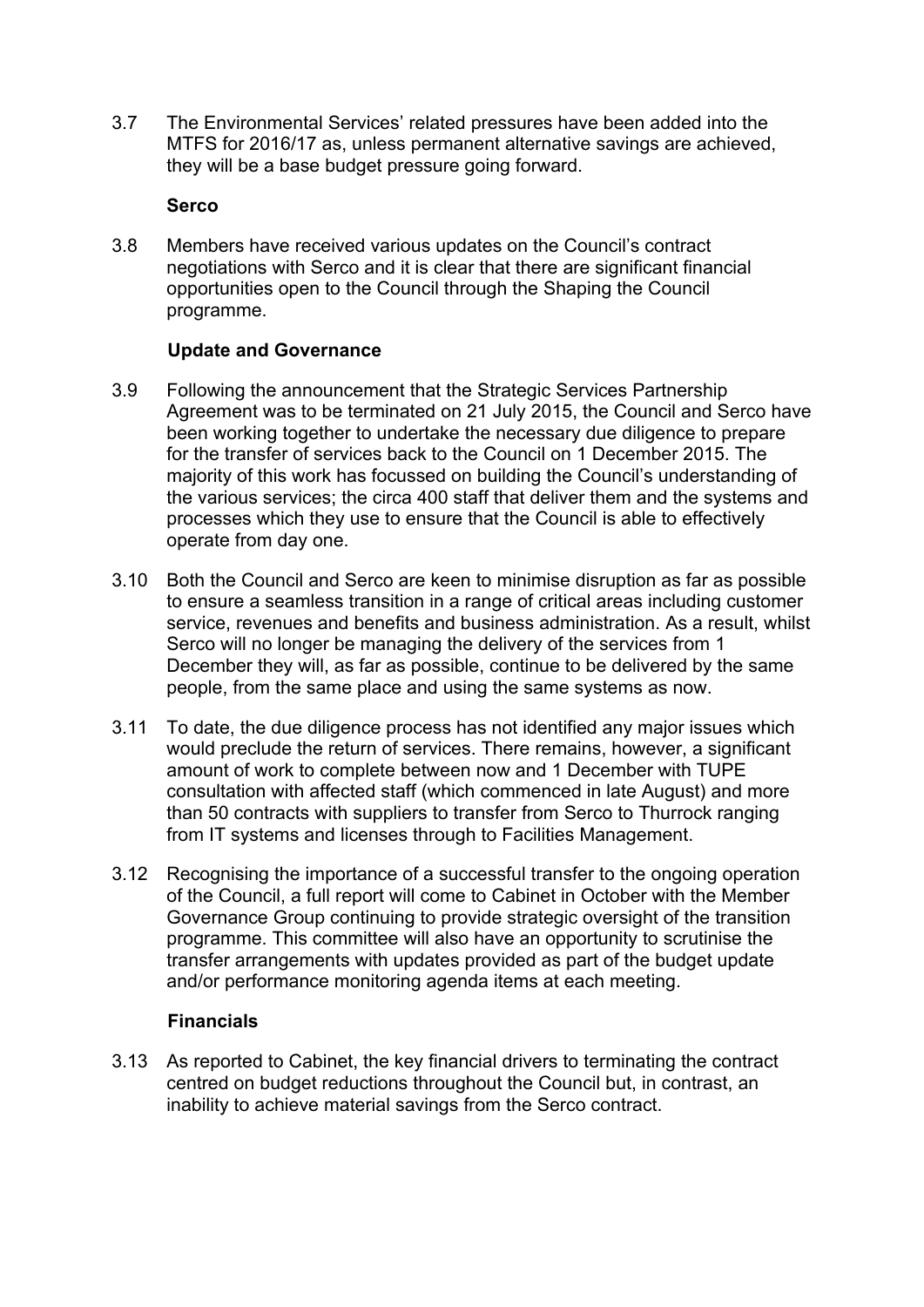3.7 The Environmental Services' related pressures have been added into the MTFS for 2016/17 as, unless permanent alternative savings are achieved, they will be a base budget pressure going forward.

**Serco**

3.8 Members have received various updates on the Council's contract negotiations with Serco and it is clear that there are significant financial opportunities open to the Council through the Shaping the Council programme.

**Update and Governance**

3.9 Following the announcement that the Strategic Services Partnership Agreement was to be terminated on 21 July 2015, the Council and Serco have been working together to undertake the necessary due diligence to prepare for the transfer of services back to the Council on 1 December 2015. The majority of this work has focussed on building the Council's understanding of the various services; the circa 400 staff that deliver them and the systems and processes which they use to ensure that the Council is able to effectively operate from day one.

3.10 Both the Council and Serco are keen to minimise disruption as far as possible to ensure a seamless transition in a range of critical areas including customer service, revenues and benefits and business administration. As a result, whilst Serco will no longer be managing the delivery of the services from 1 December they will, as far as possible, continue to be delivered by the same people, from the same place and using the same systems as now.

3.11 To date, the due diligence process has not identified any major issues which would preclude the return of services. There remains, however, a significant amount of work to complete between now and 1 December with TUPE consultation with affected staff (which commenced in late August) and more than 50 contracts with suppliers to transfer from Serco to Thurrock ranging from IT systems and licenses through to Facilities Management.

3.12 Recognising the importance of a successful transfer to the ongoing operation of the Council, a full report will come to Cabinet in October with the Member Governance Group continuing to provide strategic oversight of the transition programme. This committee will also have an opportunity to scrutinise the transfer arrangements with updates provided as part of the budget update and/or performance monitoring agenda items at each meeting.

**Financials**

3.13 As reported to Cabinet, the key financial drivers to terminating the contract centred on budget reductions throughout the Council but, in contrast, an inability to achieve material savings from the Serco contract.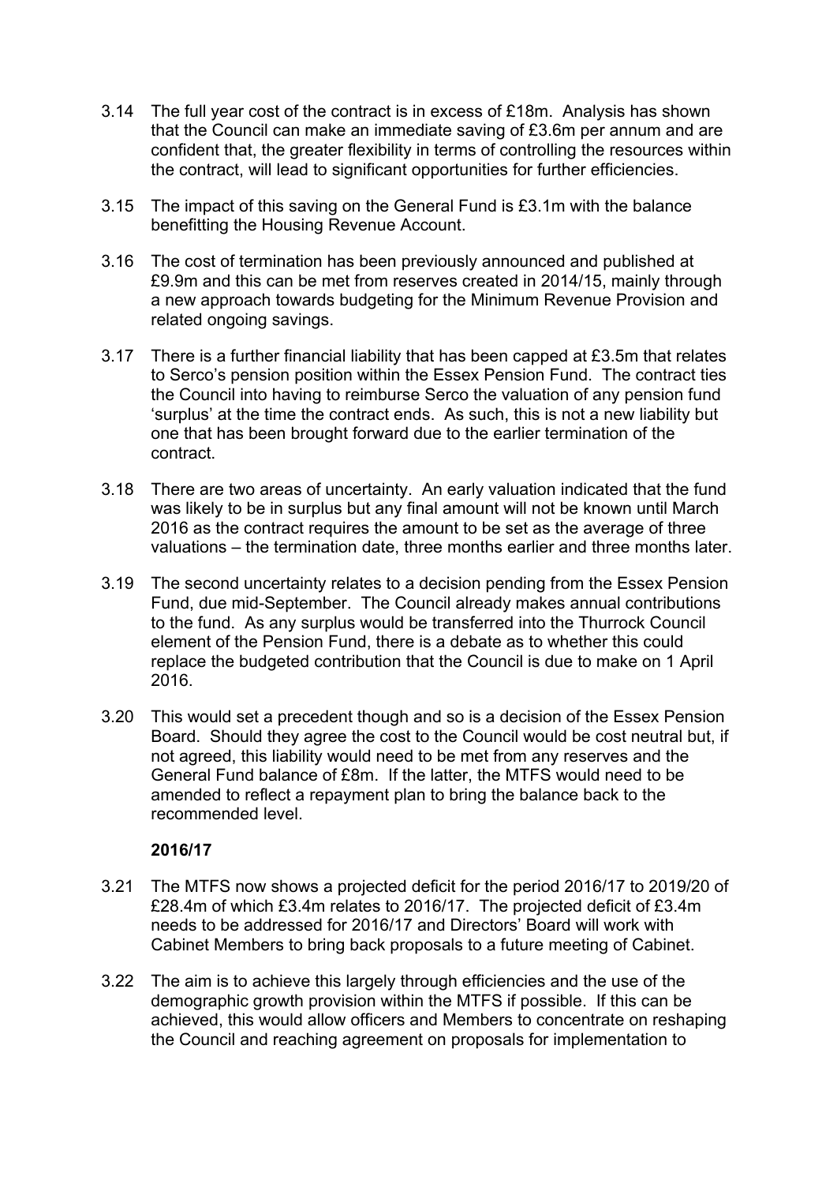3.14 The full year cost of the contract is in excess of £18m. Analysis has shown that the Council can make an immediate saving of £3.6m per annum and are confident that, the greater flexibility in terms of controlling the resources within the contract, will lead to significant opportunities for further efficiencies.

3.15 The impact of this saving on the General Fund is £3.1m with the balance benefitting the Housing Revenue Account.

3.16 The cost of termination has been previously announced and published at £9.9m and this can be met from reserves created in 2014/15, mainly through a new approach towards budgeting for the Minimum Revenue Provision and related ongoing savings.

3.17 There is a further financial liability that has been capped at £3.5m that relates to Serco's pension position within the Essex Pension Fund. The contract ties the Council into having to reimburse Serco the valuation of any pension fund 'surplus' at the time the contract ends. As such, this is not a new liability but one that has been brought forward due to the earlier termination of the contract.

3.18 There are two areas of uncertainty. An early valuation indicated that the fund was likely to be in surplus but any final amount will not be known until March 2016 as the contract requires the amount to be set as the average of three valuations – the termination date, three months earlier and three months later.

3.19 The second uncertainty relates to a decision pending from the Essex Pension Fund, due mid-September. The Council already makes annual contributions to the fund. As any surplus would be transferred into the Thurrock Council element of the Pension Fund, there is a debate as to whether this could replace the budgeted contribution that the Council is due to make on 1 April 2016.

3.20 This would set a precedent though and so is a decision of the Essex Pension Board. Should they agree the cost to the Council would be cost neutral but, if not agreed, this liability would need to be met from any reserves and the General Fund balance of £8m. If the latter, the MTFS would need to be amended to reflect a repayment plan to bring the balance back to the recommended level.

**2016/17**

3.21 The MTFS now shows a projected deficit for the period 2016/17 to 2019/20 of £28.4m of which £3.4m relates to 2016/17. The projected deficit of £3.4m needs to be addressed for 2016/17 and Directors' Board will work with Cabinet Members to bring back proposals to a future meeting of Cabinet.

3.22 The aim is to achieve this largely through efficiencies and the use of the demographic growth provision within the MTFS if possible. If this can be achieved, this would allow officers and Members to concentrate on reshaping the Council and reaching agreement on proposals for implementation to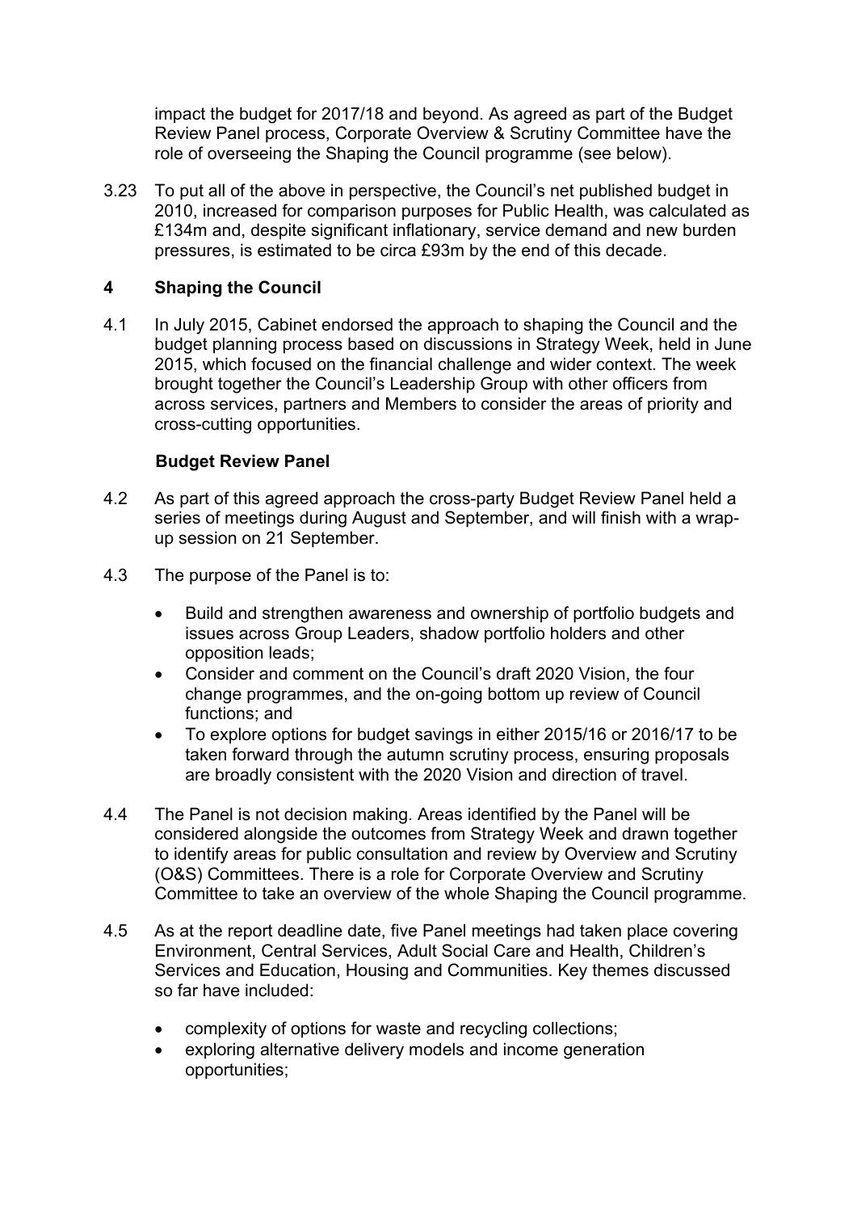impact the budget for 2017/18 and beyond. As agreed as part of the Budget Review Panel process, Corporate Overview & Scrutiny Committee have the role of overseeing the Shaping the Council programme (see below).

3.23 To put all of the above in perspective, the Council's net published budget in 2010, increased for comparison purposes for Public Health, was calculated as £134m and, despite significant inflationary, service demand and new burden pressures, is estimated to be circa £93m by the end of this decade.

## 4 Shaping the Council

4.1 In July 2015, Cabinet endorsed the approach to shaping the Council and the budget planning process based on discussions in Strategy Week, held in June 2015, which focused on the financial challenge and wider context. The week brought together the Council's Leadership Group with other officers from across services, partners and Members to consider the areas of priority and cross-cutting opportunities.

### Budget Review Panel

4.2 As part of this agreed approach the cross-party Budget Review Panel held a series of meetings during August and September, and will finish with a wrap-up session on 21 September.

4.3 The purpose of the Panel is to:

- Build and strengthen awareness and ownership of portfolio budgets and issues across Group Leaders, shadow portfolio holders and other opposition leads;
- Consider and comment on the Council's draft 2020 Vision, the four change programmes, and the on-going bottom up review of Council functions; and
- To explore options for budget savings in either 2015/16 or 2016/17 to be taken forward through the autumn scrutiny process, ensuring proposals are broadly consistent with the 2020 Vision and direction of travel.

4.4 The Panel is not decision making. Areas identified by the Panel will be considered alongside the outcomes from Strategy Week and drawn together to identify areas for public consultation and review by Overview and Scrutiny (O&S) Committees. There is a role for Corporate Overview and Scrutiny Committee to take an overview of the whole Shaping the Council programme.

4.5 As at the report deadline date, five Panel meetings had taken place covering Environment, Central Services, Adult Social Care and Health, Children's Services and Education, Housing and Communities. Key themes discussed so far have included:

- complexity of options for waste and recycling collections;
- exploring alternative delivery models and income generation opportunities;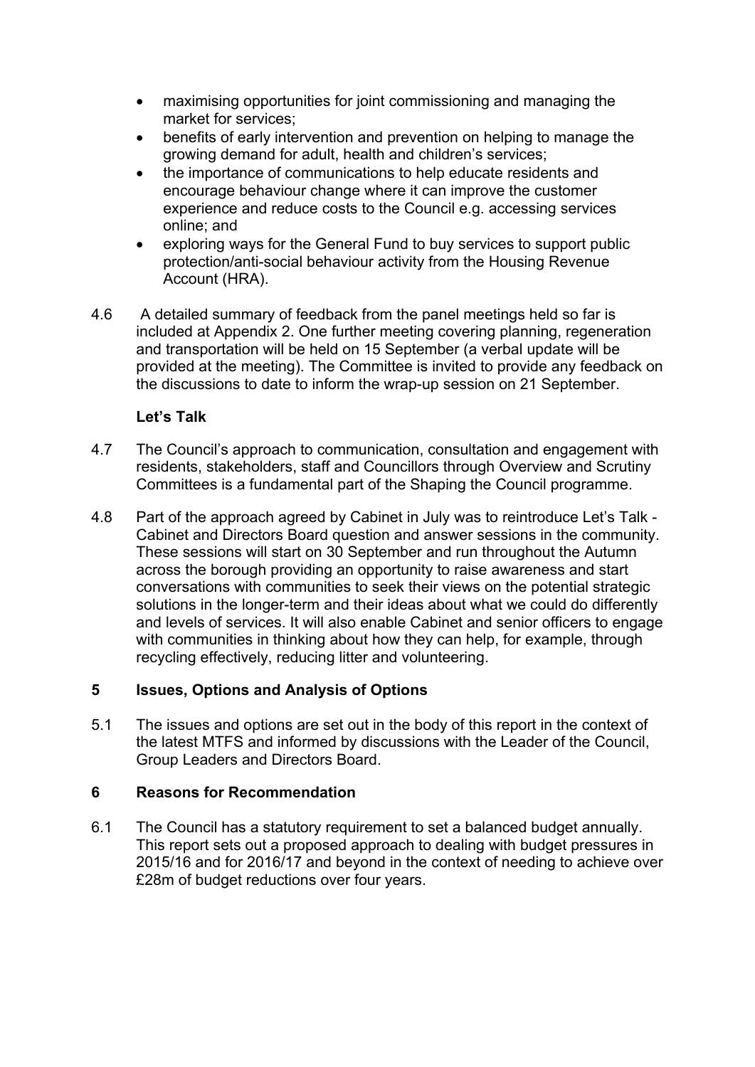- maximising opportunities for joint commissioning and managing the market for services;
- benefits of early intervention and prevention on helping to manage the growing demand for adult, health and children's services;
- the importance of communications to help educate residents and encourage behaviour change where it can improve the customer experience and reduce costs to the Council e.g. accessing services online; and
- exploring ways for the General Fund to buy services to support public protection/anti-social behaviour activity from the Housing Revenue Account (HRA).

4.6 A detailed summary of feedback from the panel meetings held so far is included at Appendix 2. One further meeting covering planning, regeneration and transportation will be held on 15 September (a verbal update will be provided at the meeting). The Committee is invited to provide any feedback on the discussions to date to inform the wrap-up session on 21 September.

**Let's Talk**

4.7 The Council's approach to communication, consultation and engagement with residents, stakeholders, staff and Councillors through Overview and Scrutiny Committees is a fundamental part of the Shaping the Council programme.

4.8 Part of the approach agreed by Cabinet in July was to reintroduce Let's Talk - Cabinet and Directors Board question and answer sessions in the community. These sessions will start on 30 September and run throughout the Autumn across the borough providing an opportunity to raise awareness and start conversations with communities to seek their views on the potential strategic solutions in the longer-term and their ideas about what we could do differently and levels of services. It will also enable Cabinet and senior officers to engage with communities in thinking about how they can help, for example, through recycling effectively, reducing litter and volunteering.

## 5 Issues, Options and Analysis of Options

5.1 The issues and options are set out in the body of this report in the context of the latest MTFS and informed by discussions with the Leader of the Council, Group Leaders and Directors Board.

## 6 Reasons for Recommendation

6.1 The Council has a statutory requirement to set a balanced budget annually. This report sets out a proposed approach to dealing with budget pressures in 2015/16 and for 2016/17 and beyond in the context of needing to achieve over £28m of budget reductions over four years.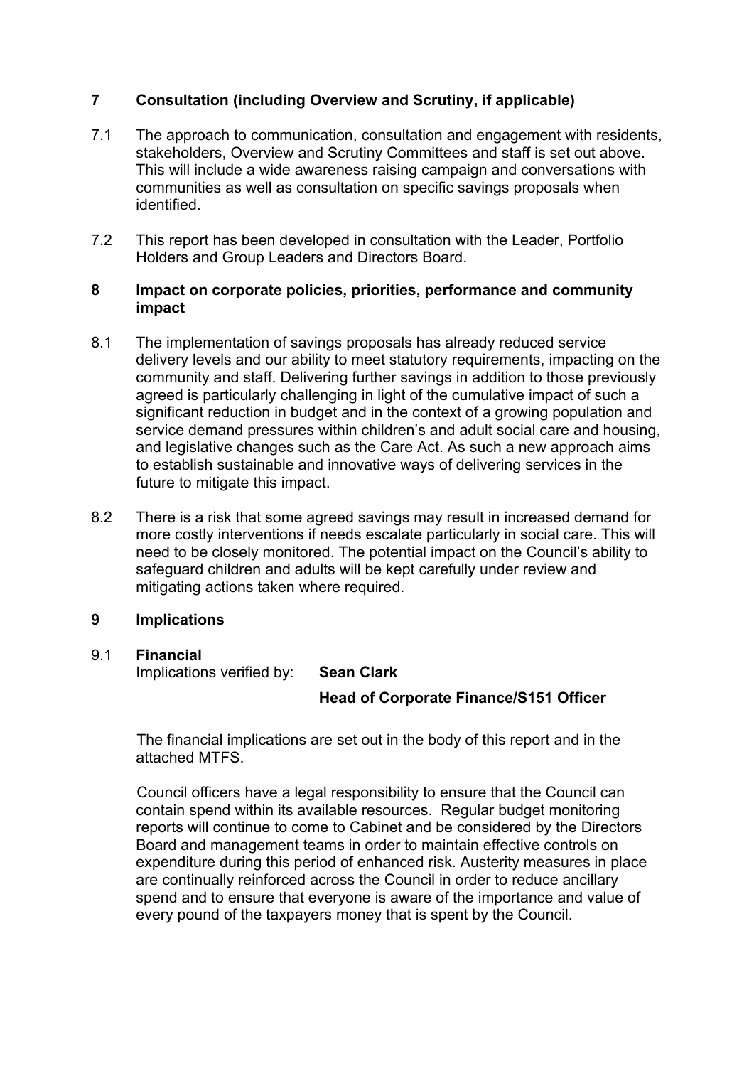## 7 Consultation (including Overview and Scrutiny, if applicable)

7.1 The approach to communication, consultation and engagement with residents, stakeholders, Overview and Scrutiny Committees and staff is set out above. This will include a wide awareness raising campaign and conversations with communities as well as consultation on specific savings proposals when identified.

7.2 This report has been developed in consultation with the Leader, Portfolio Holders and Group Leaders and Directors Board.

## 8 Impact on corporate policies, priorities, performance and community impact

8.1 The implementation of savings proposals has already reduced service delivery levels and our ability to meet statutory requirements, impacting on the community and staff. Delivering further savings in addition to those previously agreed is particularly challenging in light of the cumulative impact of such a significant reduction in budget and in the context of a growing population and service demand pressures within children's and adult social care and housing, and legislative changes such as the Care Act. As such a new approach aims to establish sustainable and innovative ways of delivering services in the future to mitigate this impact.

8.2 There is a risk that some agreed savings may result in increased demand for more costly interventions if needs escalate particularly in social care. This will need to be closely monitored. The potential impact on the Council's ability to safeguard children and adults will be kept carefully under review and mitigating actions taken where required.

## 9 Implications

### 9.1 Financial

Implications verified by: **Sean Clark**

**Head of Corporate Finance/S151 Officer**

The financial implications are set out in the body of this report and in the attached MTFS.

Council officers have a legal responsibility to ensure that the Council can contain spend within its available resources. Regular budget monitoring reports will continue to come to Cabinet and be considered by the Directors Board and management teams in order to maintain effective controls on expenditure during this period of enhanced risk. Austerity measures in place are continually reinforced across the Council in order to reduce ancillary spend and to ensure that everyone is aware of the importance and value of every pound of the taxpayers money that is spent by the Council.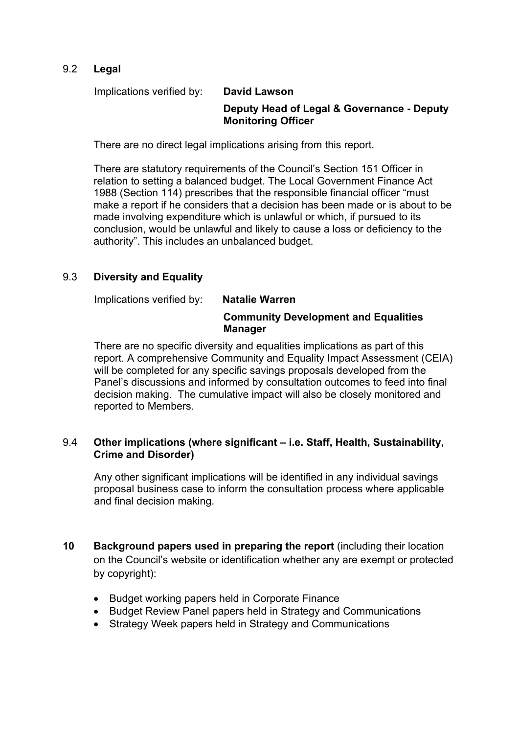### 9.2 **Legal**

Implications verified by: **David Lawson**

**Deputy Head of Legal & Governance - Deputy Monitoring Officer**

There are no direct legal implications arising from this report.

There are statutory requirements of the Council's Section 151 Officer in relation to setting a balanced budget. The Local Government Finance Act 1988 (Section 114) prescribes that the responsible financial officer "must make a report if he considers that a decision has been made or is about to be made involving expenditure which is unlawful or which, if pursued to its conclusion, would be unlawful and likely to cause a loss or deficiency to the authority". This includes an unbalanced budget.

### 9.3 **Diversity and Equality**

Implications verified by: **Natalie Warren**

**Community Development and Equalities Manager**

There are no specific diversity and equalities implications as part of this report. A comprehensive Community and Equality Impact Assessment (CEIA) will be completed for any specific savings proposals developed from the Panel's discussions and informed by consultation outcomes to feed into final decision making. The cumulative impact will also be closely monitored and reported to Members.

### 9.4 **Other implications (where significant – i.e. Staff, Health, Sustainability, Crime and Disorder)**

Any other significant implications will be identified in any individual savings proposal business case to inform the consultation process where applicable and final decision making.

## 10 **Background papers used in preparing the report** (including their location on the Council's website or identification whether any are exempt or protected by copyright):

- Budget working papers held in Corporate Finance
- Budget Review Panel papers held in Strategy and Communications
- Strategy Week papers held in Strategy and Communications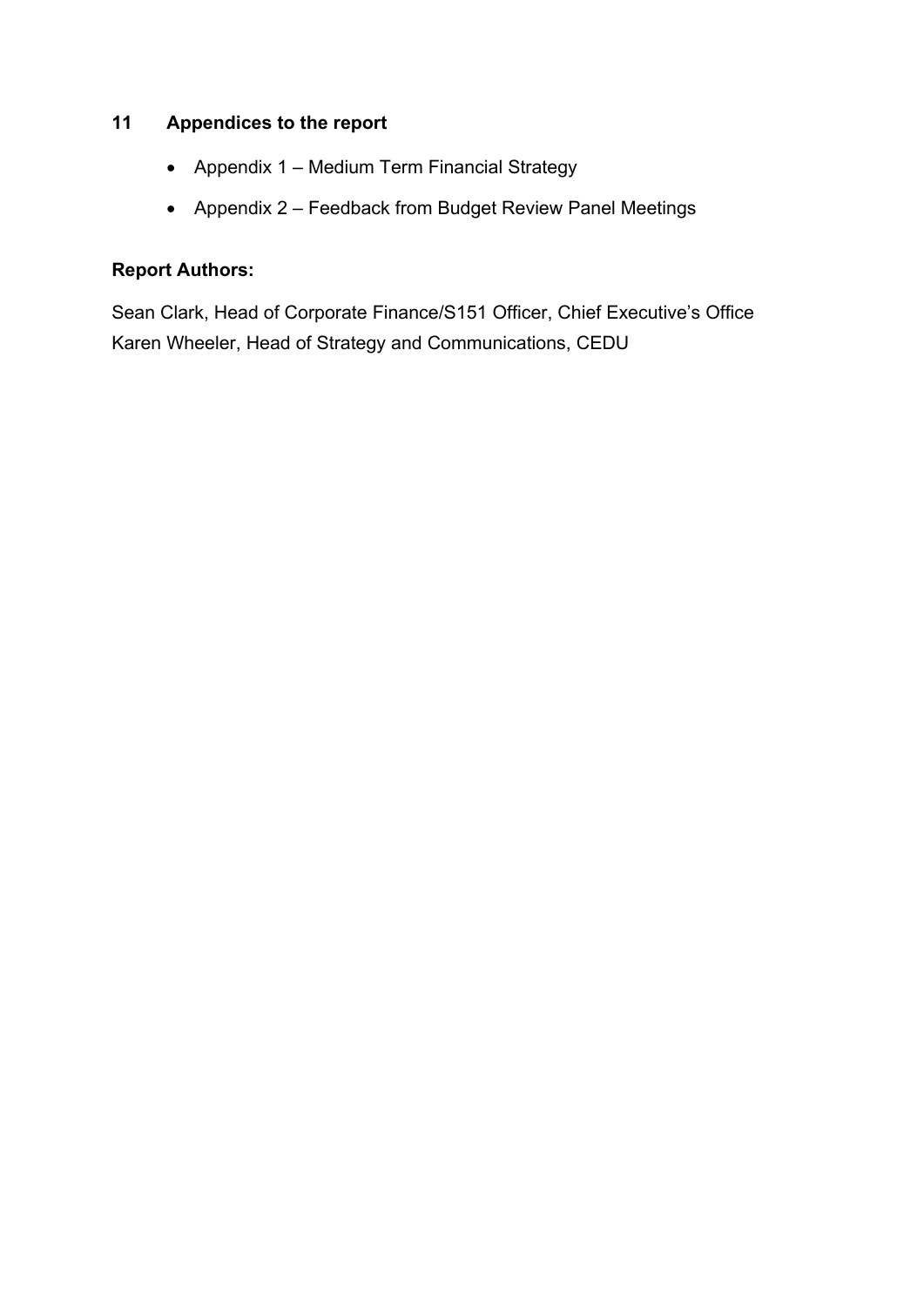## 11 Appendices to the report

- Appendix 1 – Medium Term Financial Strategy
- Appendix 2 – Feedback from Budget Review Panel Meetings

**Report Authors:**

Sean Clark, Head of Corporate Finance/S151 Officer, Chief Executive's Office
Karen Wheeler, Head of Strategy and Communications, CEDU